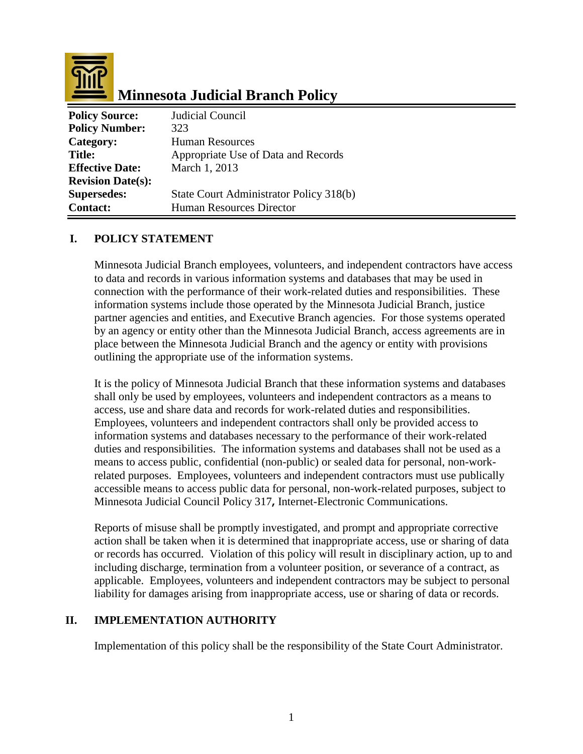# Minnesota Judicial Branch Policy

| | |
|---|---|
| **Policy Source:** | Judicial Council |
| **Policy Number:** | 323 |
| **Category:** | Human Resources |
| **Title:** | Appropriate Use of Data and Records |
| **Effective Date:** | March 1, 2013 |
| **Revision Date(s):** | |
| **Supersedes:** | State Court Administrator Policy 318(b) |
| **Contact:** | Human Resources Director |

## I. POLICY STATEMENT

Minnesota Judicial Branch employees, volunteers, and independent contractors have access to data and records in various information systems and databases that may be used in connection with the performance of their work-related duties and responsibilities. These information systems include those operated by the Minnesota Judicial Branch, justice partner agencies and entities, and Executive Branch agencies. For those systems operated by an agency or entity other than the Minnesota Judicial Branch, access agreements are in place between the Minnesota Judicial Branch and the agency or entity with provisions outlining the appropriate use of the information systems.

It is the policy of Minnesota Judicial Branch that these information systems and databases shall only be used by employees, volunteers and independent contractors as a means to access, use and share data and records for work-related duties and responsibilities. Employees, volunteers and independent contractors shall only be provided access to information systems and databases necessary to the performance of their work-related duties and responsibilities. The information systems and databases shall not be used as a means to access public, confidential (non-public) or sealed data for personal, non-work-related purposes. Employees, volunteers and independent contractors must use publically accessible means to access public data for personal, non-work-related purposes, subject to Minnesota Judicial Council Policy 317, Internet-Electronic Communications.

Reports of misuse shall be promptly investigated, and prompt and appropriate corrective action shall be taken when it is determined that inappropriate access, use or sharing of data or records has occurred. Violation of this policy will result in disciplinary action, up to and including discharge, termination from a volunteer position, or severance of a contract, as applicable. Employees, volunteers and independent contractors may be subject to personal liability for damages arising from inappropriate access, use or sharing of data or records.

## II. IMPLEMENTATION AUTHORITY

Implementation of this policy shall be the responsibility of the State Court Administrator.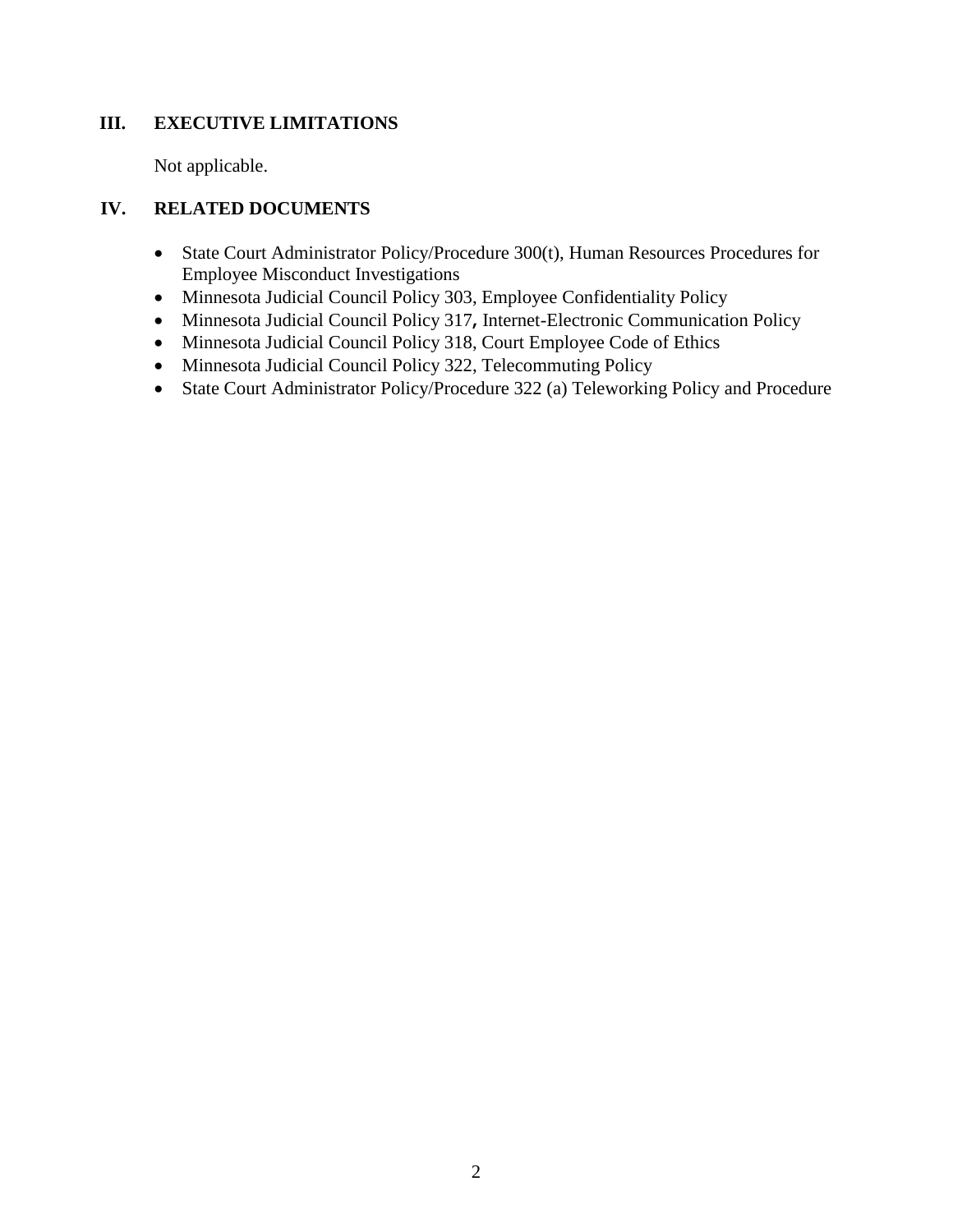## III. EXECUTIVE LIMITATIONS

Not applicable.

## IV. RELATED DOCUMENTS

- State Court Administrator Policy/Procedure 300(t), Human Resources Procedures for Employee Misconduct Investigations
- Minnesota Judicial Council Policy 303, Employee Confidentiality Policy
- Minnesota Judicial Council Policy 317, Internet-Electronic Communication Policy
- Minnesota Judicial Council Policy 318, Court Employee Code of Ethics
- Minnesota Judicial Council Policy 322, Telecommuting Policy
- State Court Administrator Policy/Procedure 322 (a) Teleworking Policy and Procedure